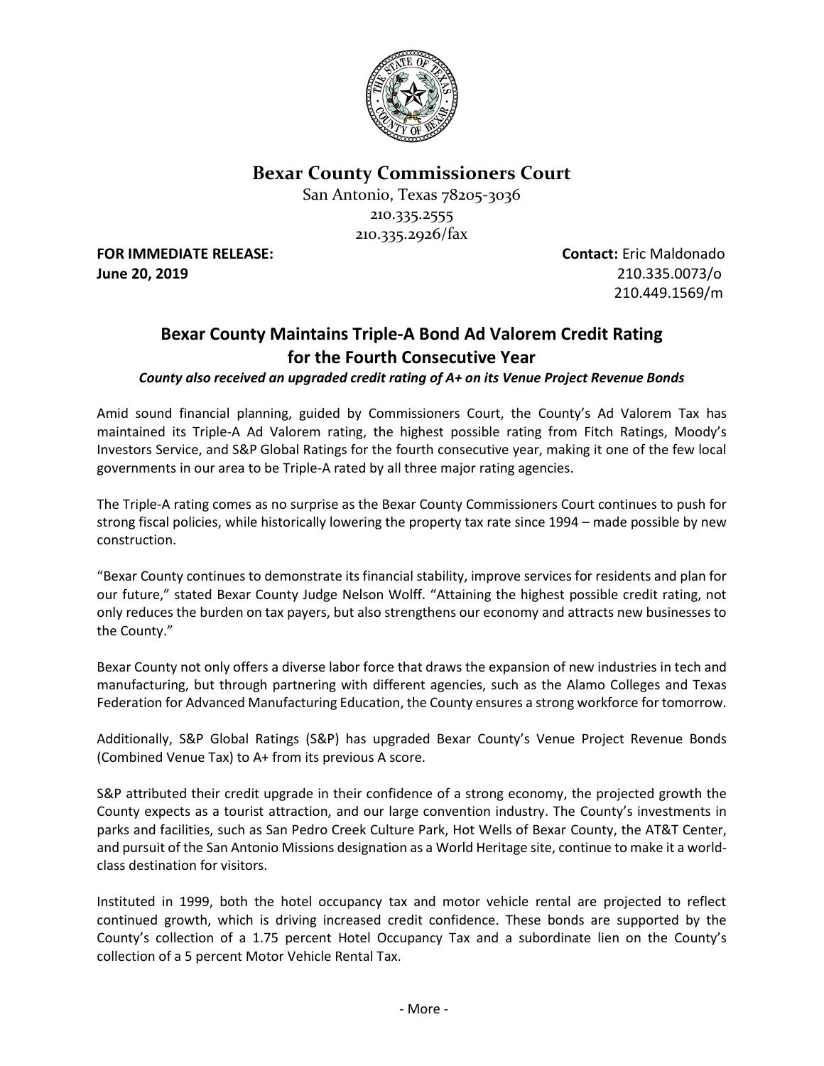# Bexar County Commissioners Court

San Antonio, Texas 78205-3036
210.335.2555
210.335.2926/fax

**FOR IMMEDIATE RELEASE:**
**June 20, 2019**

**Contact:** Eric Maldonado
210.335.0073/o
210.449.1569/m

## Bexar County Maintains Triple-A Bond Ad Valorem Credit Rating for the Fourth Consecutive Year

***County also received an upgraded credit rating of A+ on its Venue Project Revenue Bonds***

Amid sound financial planning, guided by Commissioners Court, the County's Ad Valorem Tax has maintained its Triple-A Ad Valorem rating, the highest possible rating from Fitch Ratings, Moody's Investors Service, and S&P Global Ratings for the fourth consecutive year, making it one of the few local governments in our area to be Triple-A rated by all three major rating agencies.

The Triple-A rating comes as no surprise as the Bexar County Commissioners Court continues to push for strong fiscal policies, while historically lowering the property tax rate since 1994 – made possible by new construction.

"Bexar County continues to demonstrate its financial stability, improve services for residents and plan for our future," stated Bexar County Judge Nelson Wolff. "Attaining the highest possible credit rating, not only reduces the burden on tax payers, but also strengthens our economy and attracts new businesses to the County."

Bexar County not only offers a diverse labor force that draws the expansion of new industries in tech and manufacturing, but through partnering with different agencies, such as the Alamo Colleges and Texas Federation for Advanced Manufacturing Education, the County ensures a strong workforce for tomorrow.

Additionally, S&P Global Ratings (S&P) has upgraded Bexar County's Venue Project Revenue Bonds (Combined Venue Tax) to A+ from its previous A score.

S&P attributed their credit upgrade in their confidence of a strong economy, the projected growth the County expects as a tourist attraction, and our large convention industry. The County's investments in parks and facilities, such as San Pedro Creek Culture Park, Hot Wells of Bexar County, the AT&T Center, and pursuit of the San Antonio Missions designation as a World Heritage site, continue to make it a world-class destination for visitors.

Instituted in 1999, both the hotel occupancy tax and motor vehicle rental are projected to reflect continued growth, which is driving increased credit confidence. These bonds are supported by the County's collection of a 1.75 percent Hotel Occupancy Tax and a subordinate lien on the County's collection of a 5 percent Motor Vehicle Rental Tax.

- More -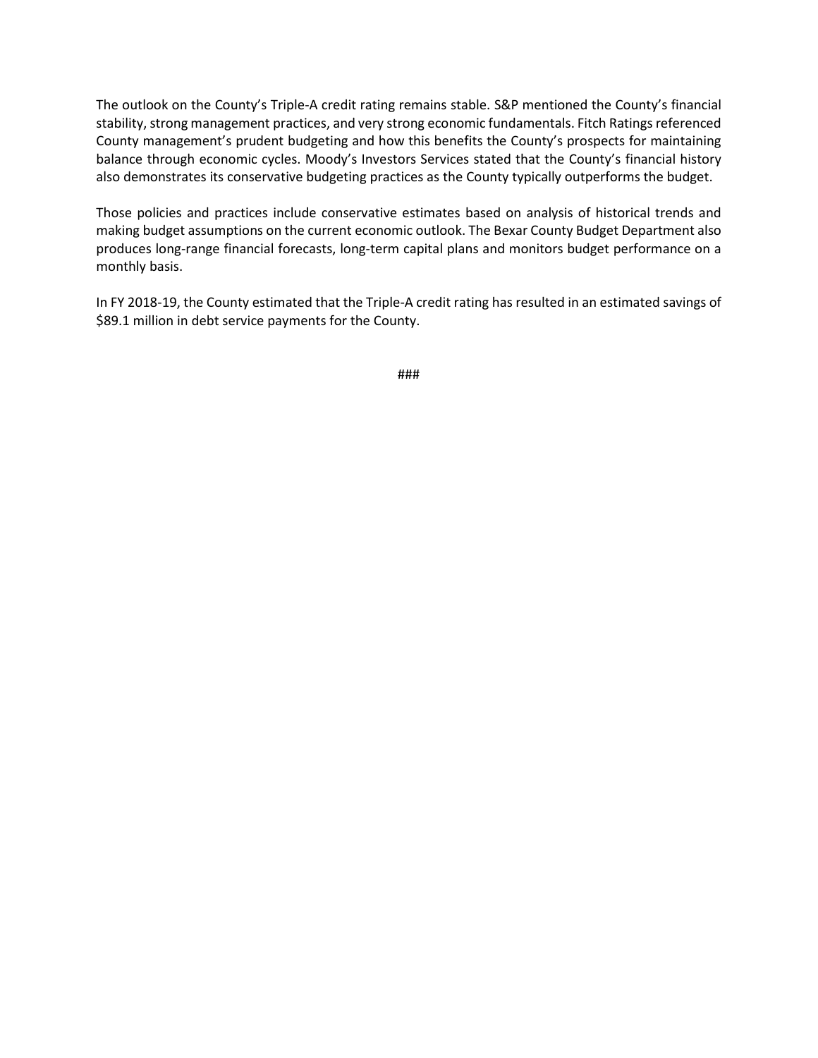The outlook on the County's Triple-A credit rating remains stable. S&P mentioned the County's financial stability, strong management practices, and very strong economic fundamentals. Fitch Ratings referenced County management's prudent budgeting and how this benefits the County's prospects for maintaining balance through economic cycles. Moody's Investors Services stated that the County's financial history also demonstrates its conservative budgeting practices as the County typically outperforms the budget.

Those policies and practices include conservative estimates based on analysis of historical trends and making budget assumptions on the current economic outlook. The Bexar County Budget Department also produces long-range financial forecasts, long-term capital plans and monitors budget performance on a monthly basis.

In FY 2018-19, the County estimated that the Triple-A credit rating has resulted in an estimated savings of $89.1 million in debt service payments for the County.

###